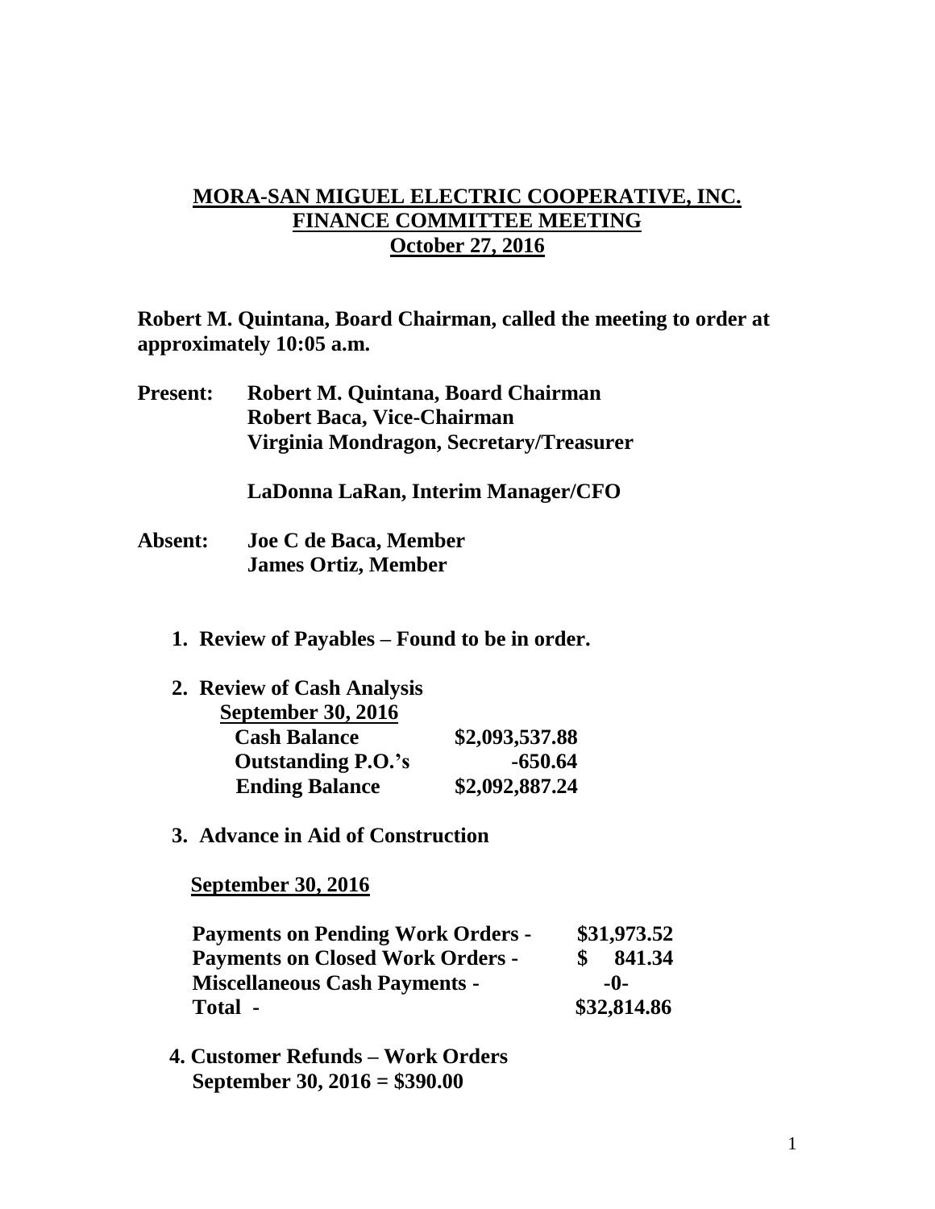# MORA-SAN MIGUEL ELECTRIC COOPERATIVE, INC.
## FINANCE COMMITTEE MEETING
## October 27, 2016

**Robert M. Quintana, Board Chairman, called the meeting to order at approximately 10:05 a.m.**

**Present:** **Robert M. Quintana, Board Chairman**
**Robert Baca, Vice-Chairman**
**Virginia Mondragon, Secretary/Treasurer**

**LaDonna LaRan, Interim Manager/CFO**

**Absent:** **Joe C de Baca, Member**
**James Ortiz, Member**

1. **Review of Payables – Found to be in order.**

2. **Review of Cash Analysis**
   **September 30, 2016**

| | |
|---|---|
| **Cash Balance** | **$2,093,537.88** |
| **Outstanding P.O.'s** | **-650.64** |
| **Ending Balance** | **$2,092,887.24** |

3. **Advance in Aid of Construction**

   **September 30, 2016**

| | |
|---|---|
| **Payments on Pending Work Orders -** | **$31,973.52** |
| **Payments on Closed Work Orders -** | **$ 841.34** |
| **Miscellaneous Cash Payments -** | **-0-** |
| **Total -** | **$32,814.86** |

4. **Customer Refunds – Work Orders**
   **September 30, 2016 = $390.00**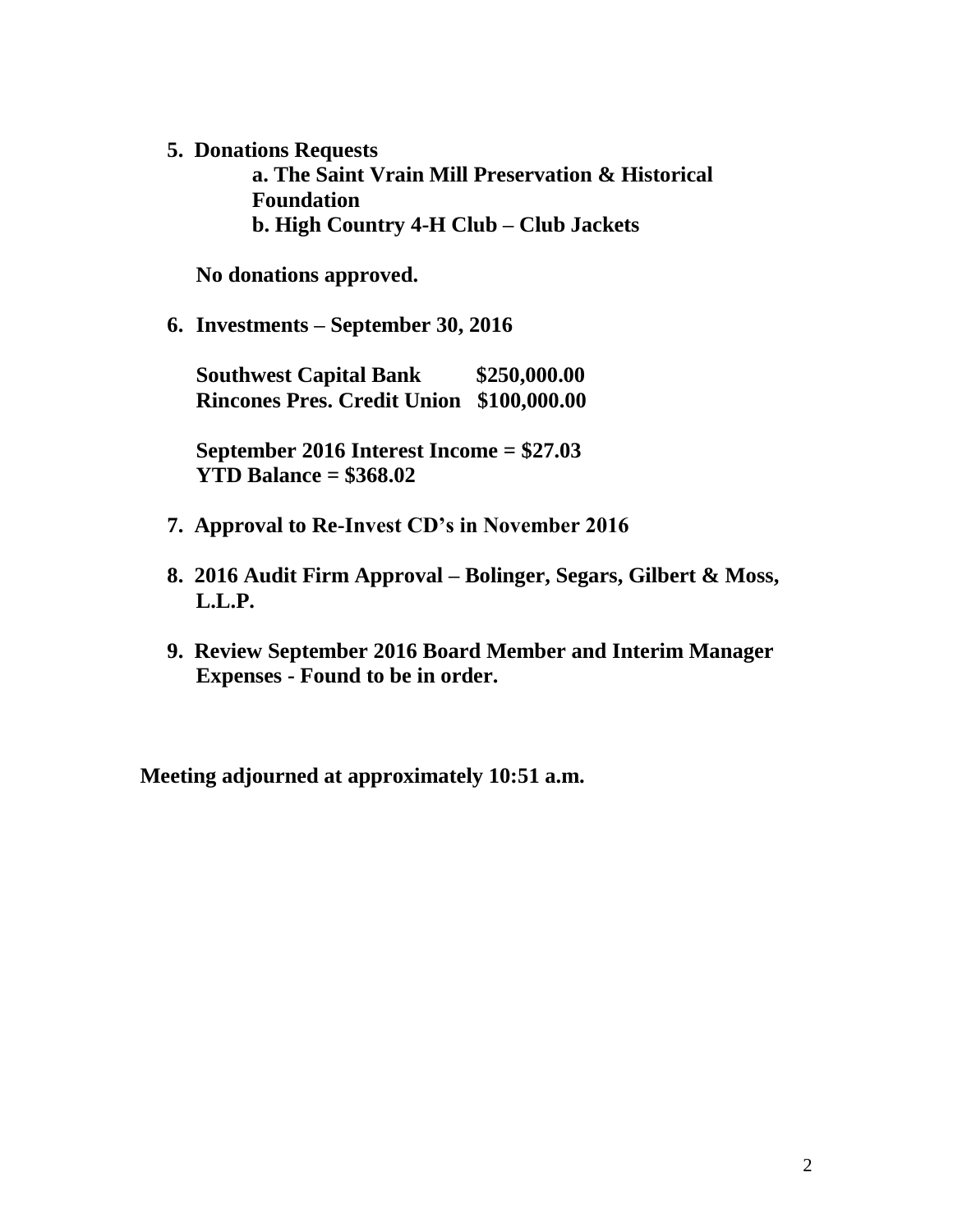**5. Donations Requests**

**a. The Saint Vrain Mill Preservation & Historical Foundation**

**b. High Country 4-H Club – Club Jackets**

**No donations approved.**

**6. Investments – September 30, 2016**

| | |
|---|---|
| **Southwest Capital Bank** | **$250,000.00** |
| **Rincones Pres. Credit Union** | **$100,000.00** |

**September 2016 Interest Income = $27.03**
**YTD Balance = $368.02**

**7. Approval to Re-Invest CD's in November 2016**

**8. 2016 Audit Firm Approval – Bolinger, Segars, Gilbert & Moss, L.L.P.**

**9. Review September 2016 Board Member and Interim Manager Expenses - Found to be in order.**

**Meeting adjourned at approximately 10:51 a.m.**